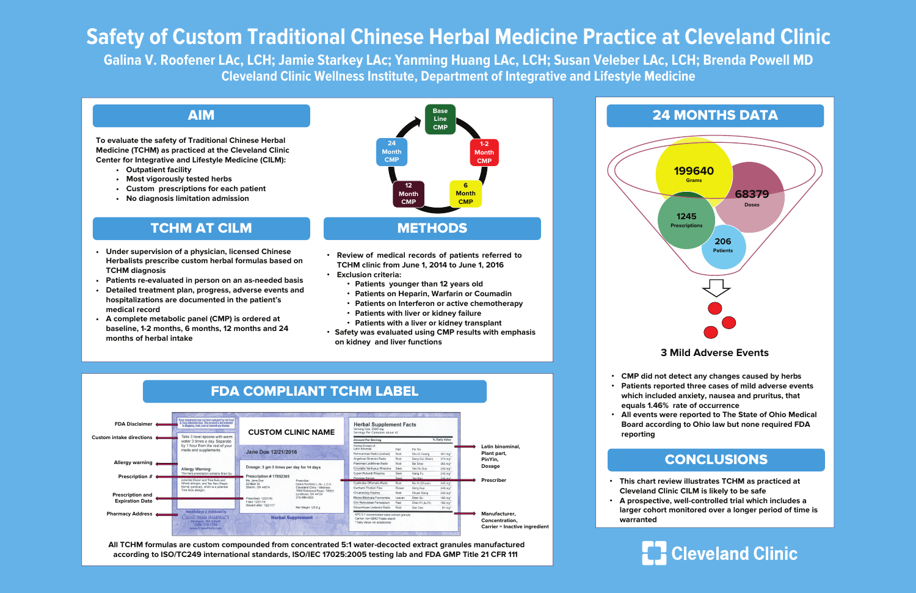# Safety of Custom Traditional Chinese Herbal Medicine Practice at Cleveland Clinic

**Galina V. Roofener LAc, LCH; Jamie Starkey LAc; Yanming Huang LAc, LCH; Susan Veleber LAc, LCH; Brenda Powell MD**

**Cleveland Clinic Wellness Institute, Department of Integrative and Lifestyle Medicine**

## AIM

To evaluate the safety of Traditional Chinese Herbal Medicine (TCHM) as practiced at the Cleveland Clinic Center for Integrative and Lifestyle Medicine (CILM):

- Outpatient facility
- Most vigorously tested herbs
- Custom prescriptions for each patient
- No diagnosis limitation admission

Base Line CMP → 1-2 Month CMP → 6 Month CMP → 12 Month CMP → 24 Month CMP

## TCHM AT CILM

- Under supervision of a physician, licensed Chinese Herbalists prescribe custom herbal formulas based on TCHM diagnosis
- Patients re-evaluated in person on an as-needed basis
- Detailed treatment plan, progress, adverse events and hospitalizations are documented in the patient's medical record
- A complete metabolic panel (CMP) is ordered at baseline, 1-2 months, 6 months, 12 months and 24 months of herbal intake

## METHODS

- Review of medical records of patients referred to TCHM clinic from June 1, 2014 to June 1, 2016
- Exclusion criteria:
  - Patients younger than 12 years old
  - Patients on Heparin, Warfarin or Coumadin
  - Patients on Interferon or active chemotherapy
  - Patients with liver or kidney failure
  - Patients with a liver or kidney transplant
- Safety was evaluated using CMP results with emphasis on kidney and liver functions

## FDA COMPLIANT TCHM LABEL

Label callouts: FDA Disclaimer; Custom intake directions; Allergy warning; Prescription #; Prescription and Expiration Date; Pharmacy Address; Latin binominal, Plant part, PinYin, Dosage; Prescriber; Manufacturer, Concentration, Carrier = Inactive ingredient

All TCHM formulas are custom compounded from concentrated 5:1 water-decocted extract granules manufactured according to ISO/TC249 international standards, ISO/IEC 17025:2005 testing lab and FDA GMP Title 21 CFR 111

## 24 MONTHS DATA

- 199640 Grams
- 68379 Doses
- 1245 Prescriptions
- 206 Patients

**3 Mild Adverse Events**

- CMP did not detect any changes caused by herbs
- Patients reported three cases of mild adverse events which included anxiety, nausea and pruritus, that equals 1.46% rate of occurrence
- All events were reported to The State of Ohio Medical Board according to Ohio law but none required FDA reporting

## CONCLUSIONS

- This chart review illustrates TCHM as practiced at Cleveland Clinic CILM is likely to be safe
- A prospective, well-controlled trial which includes a larger cohort monitored over a longer period of time is warranted

Cleveland Clinic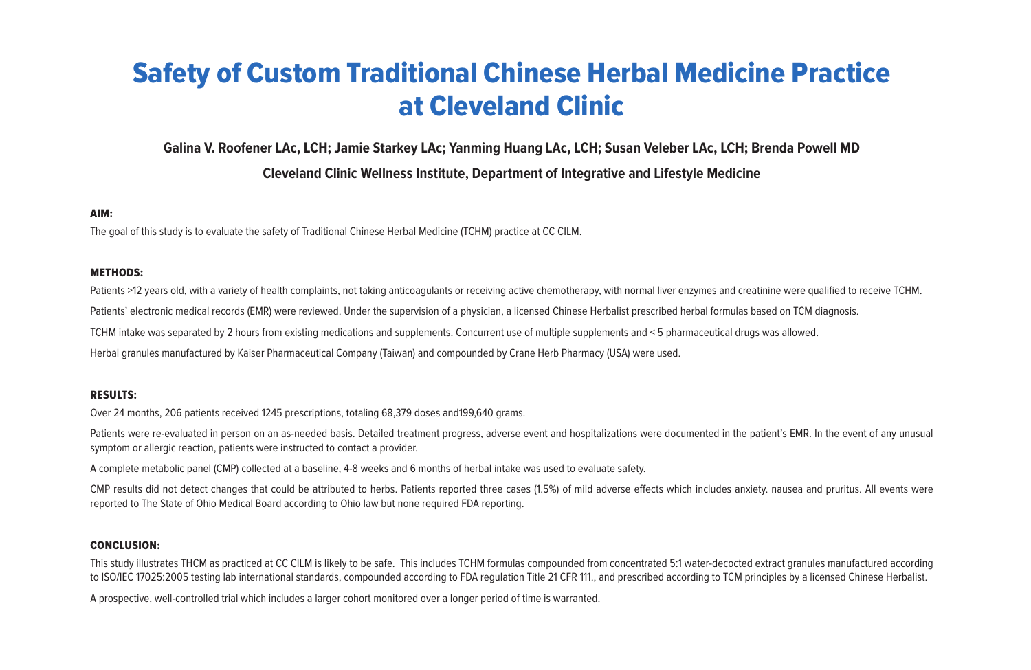# Safety of Custom Traditional Chinese Herbal Medicine Practice at Cleveland Clinic

**Galina V. Roofener LAc, LCH; Jamie Starkey LAc; Yanming Huang LAc, LCH; Susan Veleber LAc, LCH; Brenda Powell MD**

**Cleveland Clinic Wellness Institute, Department of Integrative and Lifestyle Medicine**

## AIM:

The goal of this study is to evaluate the safety of Traditional Chinese Herbal Medicine (TCHM) practice at CC CILM.

## METHODS:

Patients >12 years old, with a variety of health complaints, not taking anticoagulants or receiving active chemotherapy, with normal liver enzymes and creatinine were qualified to receive TCHM.

Patients' electronic medical records (EMR) were reviewed. Under the supervision of a physician, a licensed Chinese Herbalist prescribed herbal formulas based on TCM diagnosis.

TCHM intake was separated by 2 hours from existing medications and supplements. Concurrent use of multiple supplements and < 5 pharmaceutical drugs was allowed.

Herbal granules manufactured by Kaiser Pharmaceutical Company (Taiwan) and compounded by Crane Herb Pharmacy (USA) were used.

## RESULTS:

Over 24 months, 206 patients received 1245 prescriptions, totaling 68,379 doses and199,640 grams.

Patients were re-evaluated in person on an as-needed basis. Detailed treatment progress, adverse event and hospitalizations were documented in the patient's EMR. In the event of any unusual symptom or allergic reaction, patients were instructed to contact a provider.

A complete metabolic panel (CMP) collected at a baseline, 4-8 weeks and 6 months of herbal intake was used to evaluate safety.

CMP results did not detect changes that could be attributed to herbs. Patients reported three cases (1.5%) of mild adverse effects which includes anxiety. nausea and pruritus. All events were reported to The State of Ohio Medical Board according to Ohio law but none required FDA reporting.

## CONCLUSION:

This study illustrates THCM as practiced at CC CILM is likely to be safe. This includes TCHM formulas compounded from concentrated 5:1 water-decocted extract granules manufactured according to ISO/IEC 17025:2005 testing lab international standards, compounded according to FDA regulation Title 21 CFR 111., and prescribed according to TCM principles by a licensed Chinese Herbalist.

A prospective, well-controlled trial which includes a larger cohort monitored over a longer period of time is warranted.